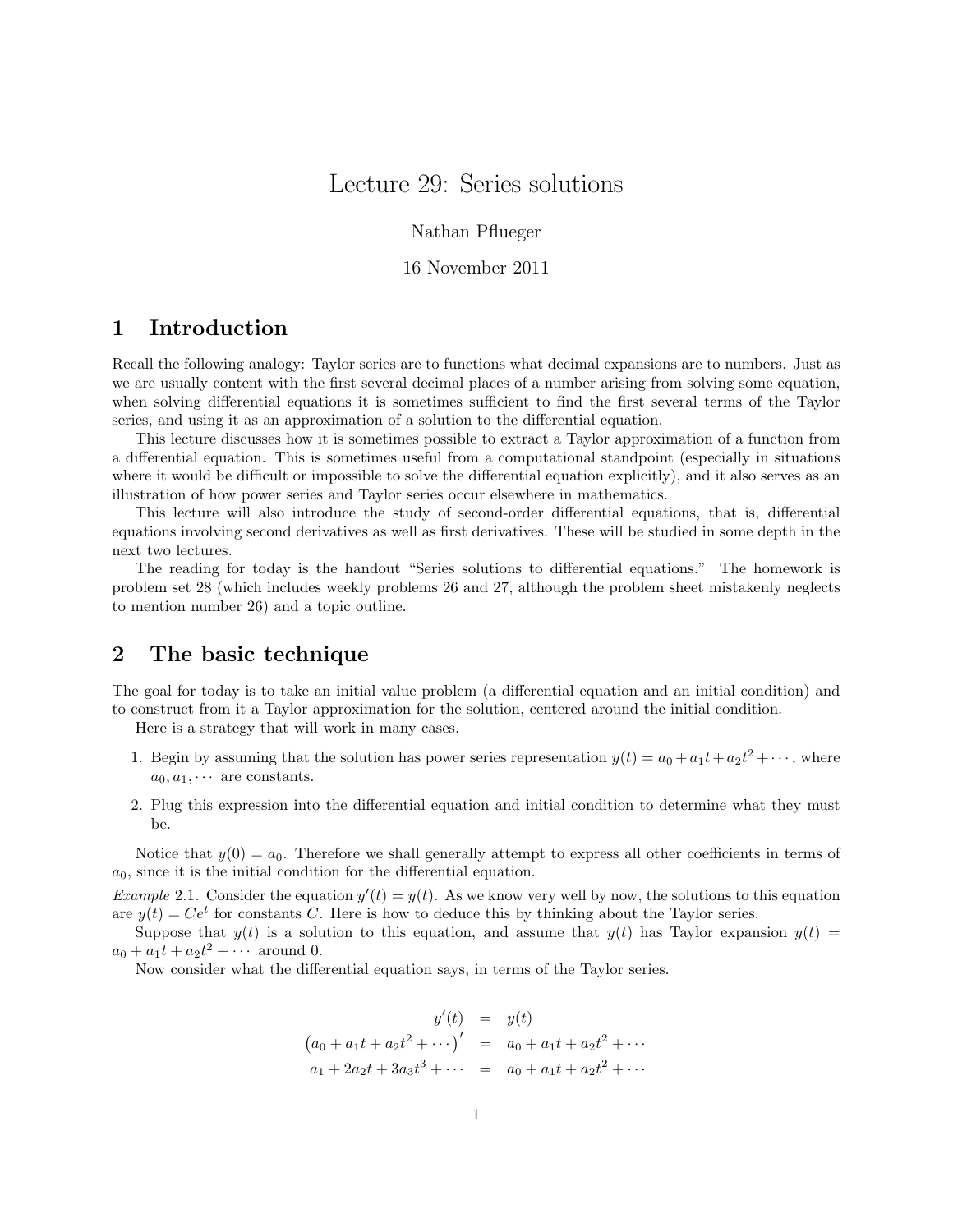# Lecture 29: Series solutions

Nathan Pflueger

16 November 2011

## 1 Introduction

Recall the following analogy: Taylor series are to functions what decimal expansions are to numbers. Just as we are usually content with the first several decimal places of a number arising from solving some equation, when solving differential equations it is sometimes sufficient to find the first several terms of the Taylor series, and using it as an approximation of a solution to the differential equation.

This lecture discusses how it is sometimes possible to extract a Taylor approximation of a function from a differential equation. This is sometimes useful from a computational standpoint (especially in situations where it would be difficult or impossible to solve the differential equation explicitly), and it also serves as an illustration of how power series and Taylor series occur elsewhere in mathematics.

This lecture will also introduce the study of second-order differential equations, that is, differential equations involving second derivatives as well as first derivatives. These will be studied in some depth in the next two lectures.

The reading for today is the handout "Series solutions to differential equations." The homework is problem set 28 (which includes weekly problems 26 and 27, although the problem sheet mistakenly neglects to mention number 26) and a topic outline.

## 2 The basic technique

The goal for today is to take an initial value problem (a differential equation and an initial condition) and to construct from it a Taylor approximation for the solution, centered around the initial condition.

Here is a strategy that will work in many cases.

1. Begin by assuming that the solution has power series representation $y(t) = a_0 + a_1 t + a_2 t^2 + \cdots$, where $a_0, a_1, \cdots$ are constants.
2. Plug this expression into the differential equation and initial condition to determine what they must be.

Notice that $y(0) = a_0$. Therefore we shall generally attempt to express all other coefficients in terms of $a_0$, since it is the initial condition for the differential equation.

*Example* 2.1. Consider the equation $y'(t) = y(t)$. As we know very well by now, the solutions to this equation are $y(t) = Ce^t$ for constants $C$. Here is how to deduce this by thinking about the Taylor series.

Suppose that $y(t)$ is a solution to this equation, and assume that $y(t)$ has Taylor expansion $y(t) = a_0 + a_1 t + a_2 t^2 + \cdots$ around 0.

Now consider what the differential equation says, in terms of the Taylor series.

$$
\begin{aligned}
y'(t) &= y(t) \\
\left(a_0 + a_1 t + a_2 t^2 + \cdots\right)' &= a_0 + a_1 t + a_2 t^2 + \cdots \\
a_1 + 2a_2 t + 3a_3 t^3 + \cdots &= a_0 + a_1 t + a_2 t^2 + \cdots
\end{aligned}
$$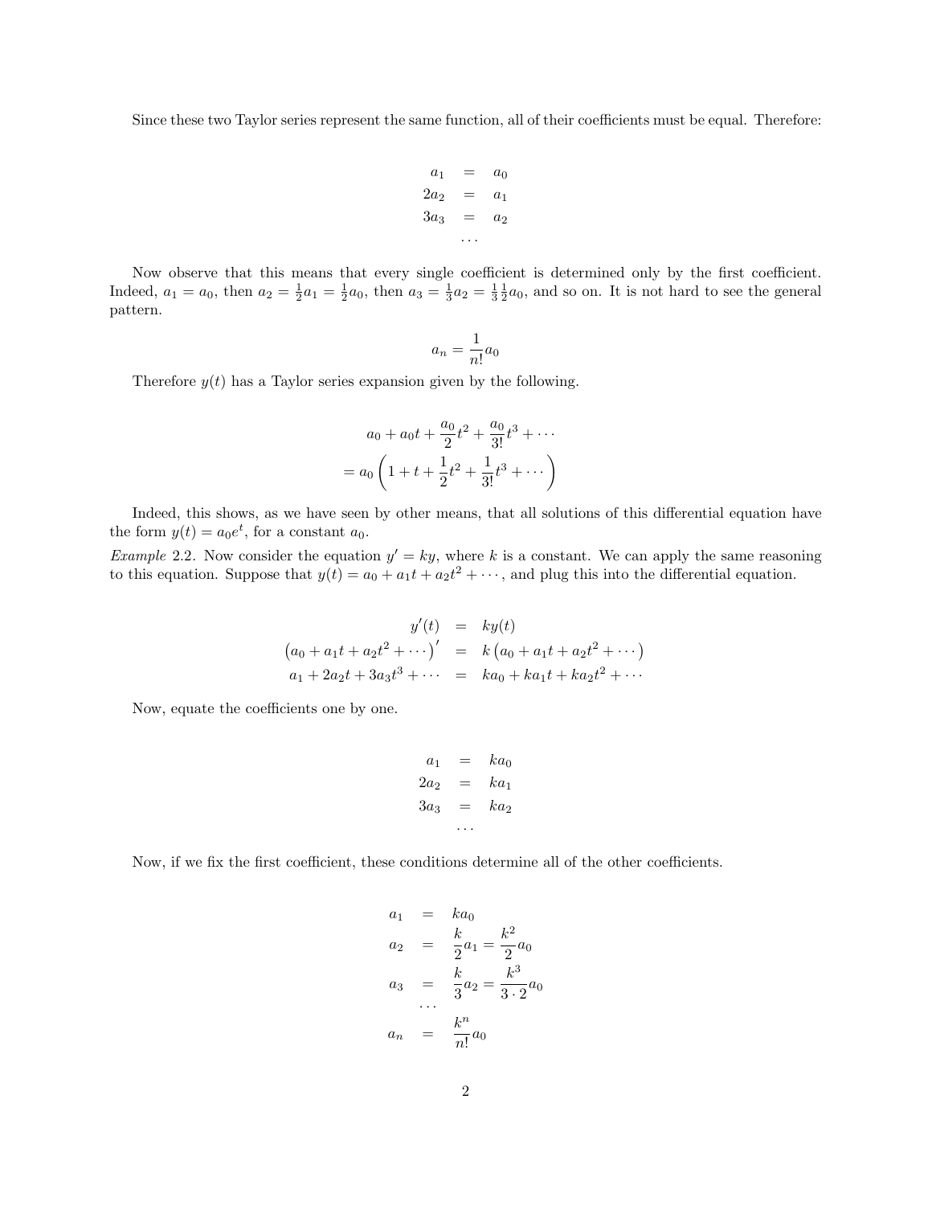Since these two Taylor series represent the same function, all of their coefficients must be equal. Therefore:

$$
\begin{aligned}
a_1 &= a_0 \\
2a_2 &= a_1 \\
3a_3 &= a_2 \\
&\cdots
\end{aligned}
$$

Now observe that this means that every single coefficient is determined only by the first coefficient. Indeed, $a_1 = a_0$, then $a_2 = \frac{1}{2}a_1 = \frac{1}{2}a_0$, then $a_3 = \frac{1}{3}a_2 = \frac{1}{3}\frac{1}{2}a_0$, and so on. It is not hard to see the general pattern.

$$
a_n = \frac{1}{n!}a_0
$$

Therefore $y(t)$ has a Taylor series expansion given by the following.

$$
\begin{aligned}
&a_0 + a_0 t + \frac{a_0}{2}t^2 + \frac{a_0}{3!}t^3 + \cdots \\
= \; &a_0 \left(1 + t + \frac{1}{2}t^2 + \frac{1}{3!}t^3 + \cdots\right)
\end{aligned}
$$

Indeed, this shows, as we have seen by other means, that all solutions of this differential equation have the form $y(t) = a_0 e^t$, for a constant $a_0$.

*Example* 2.2. Now consider the equation $y' = ky$, where $k$ is a constant. We can apply the same reasoning to this equation. Suppose that $y(t) = a_0 + a_1 t + a_2 t^2 + \cdots$, and plug this into the differential equation.

$$
\begin{aligned}
y'(t) &= ky(t) \\
\left(a_0 + a_1 t + a_2 t^2 + \cdots\right)' &= k\left(a_0 + a_1 t + a_2 t^2 + \cdots\right) \\
a_1 + 2a_2 t + 3a_3 t^3 + \cdots &= ka_0 + ka_1 t + ka_2 t^2 + \cdots
\end{aligned}
$$

Now, equate the coefficients one by one.

$$
\begin{aligned}
a_1 &= ka_0 \\
2a_2 &= ka_1 \\
3a_3 &= ka_2 \\
&\cdots
\end{aligned}
$$

Now, if we fix the first coefficient, these conditions determine all of the other coefficients.

$$
\begin{aligned}
a_1 &= ka_0 \\
a_2 &= \frac{k}{2}a_1 = \frac{k^2}{2}a_0 \\
a_3 &= \frac{k}{3}a_2 = \frac{k^3}{3 \cdot 2}a_0 \\
&\cdots \\
a_n &= \frac{k^n}{n!}a_0
\end{aligned}
$$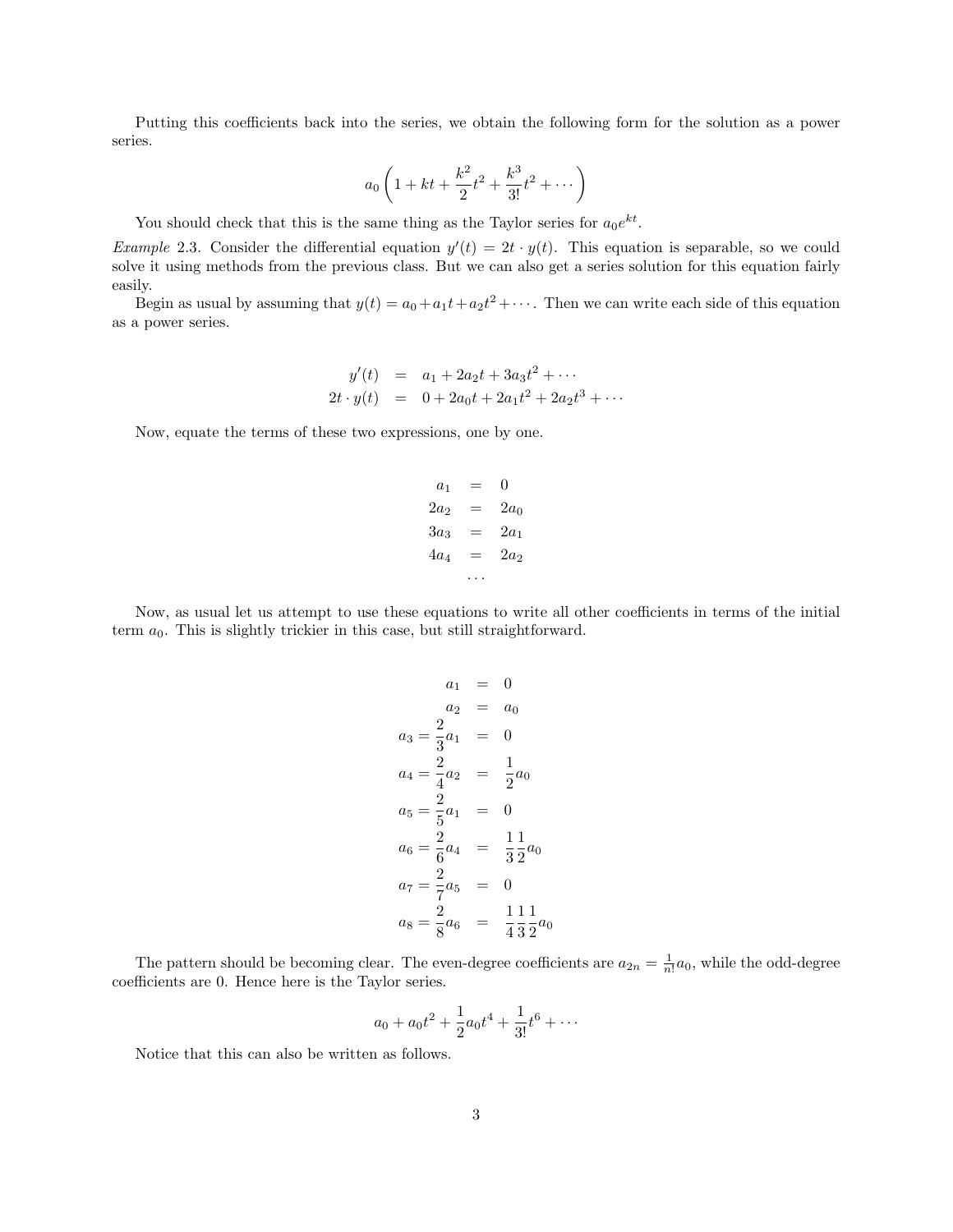Putting this coefficients back into the series, we obtain the following form for the solution as a power series.

$$a_0 \left( 1 + kt + \frac{k^2}{2}t^2 + \frac{k^3}{3!}t^2 + \cdots \right)$$

You should check that this is the same thing as the Taylor series for $a_0 e^{kt}$.

*Example* 2.3. Consider the differential equation $y'(t) = 2t \cdot y(t)$. This equation is separable, so we could solve it using methods from the previous class. But we can also get a series solution for this equation fairly easily.

Begin as usual by assuming that $y(t) = a_0 + a_1 t + a_2 t^2 + \cdots$. Then we can write each side of this equation as a power series.

$$\begin{aligned} y'(t) &= a_1 + 2a_2 t + 3a_3 t^2 + \cdots \\ 2t \cdot y(t) &= 0 + 2a_0 t + 2a_1 t^2 + 2a_2 t^3 + \cdots \end{aligned}$$

Now, equate the terms of these two expressions, one by one.

$$\begin{aligned} a_1 &= 0 \\ 2a_2 &= 2a_0 \\ 3a_3 &= 2a_1 \\ 4a_4 &= 2a_2 \\ &\cdots \end{aligned}$$

Now, as usual let us attempt to use these equations to write all other coefficients in terms of the initial term $a_0$. This is slightly trickier in this case, but still straightforward.

$$\begin{aligned} a_1 &= 0 \\ a_2 &= a_0 \\ a_3 = \frac{2}{3}a_1 &= 0 \\ a_4 = \frac{2}{4}a_2 &= \frac{1}{2}a_0 \\ a_5 = \frac{2}{5}a_1 &= 0 \\ a_6 = \frac{2}{6}a_4 &= \frac{1}{3}\frac{1}{2}a_0 \\ a_7 = \frac{2}{7}a_5 &= 0 \\ a_8 = \frac{2}{8}a_6 &= \frac{1}{4}\frac{1}{3}\frac{1}{2}a_0 \end{aligned}$$

The pattern should be becoming clear. The even-degree coefficients are $a_{2n} = \frac{1}{n!}a_0$, while the odd-degree coefficients are 0. Hence here is the Taylor series.

$$a_0 + a_0 t^2 + \frac{1}{2}a_0 t^4 + \frac{1}{3!}t^6 + \cdots$$

Notice that this can also be written as follows.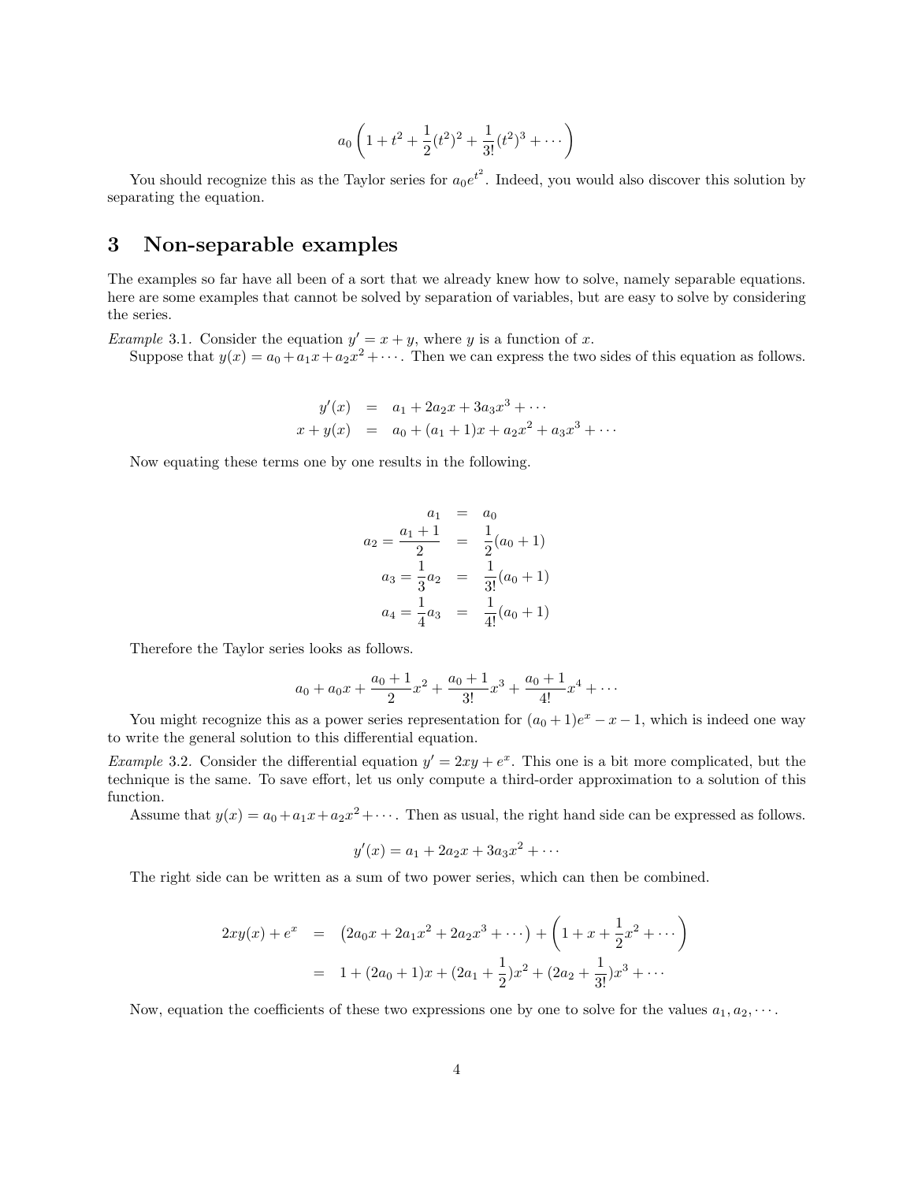$$a_0 \left(1 + t^2 + \frac{1}{2}(t^2)^2 + \frac{1}{3!}(t^2)^3 + \cdots\right)$$

You should recognize this as the Taylor series for $a_0 e^{t^2}$. Indeed, you would also discover this solution by separating the equation.

# 3 Non-separable examples

The examples so far have all been of a sort that we already knew how to solve, namely separable equations. here are some examples that cannot be solved by separation of variables, but are easy to solve by considering the series.

*Example* 3.1. Consider the equation $y' = x + y$, where $y$ is a function of $x$.

Suppose that $y(x) = a_0 + a_1 x + a_2 x^2 + \cdots$. Then we can express the two sides of this equation as follows.

$$\begin{aligned} y'(x) &= a_1 + 2a_2 x + 3a_3 x^3 + \cdots \\ x + y(x) &= a_0 + (a_1 + 1)x + a_2 x^2 + a_3 x^3 + \cdots \end{aligned}$$

Now equating these terms one by one results in the following.

$$\begin{aligned} a_1 &= a_0 \\ a_2 = \frac{a_1 + 1}{2} &= \frac{1}{2}(a_0 + 1) \\ a_3 = \frac{1}{3}a_2 &= \frac{1}{3!}(a_0 + 1) \\ a_4 = \frac{1}{4}a_3 &= \frac{1}{4!}(a_0 + 1) \end{aligned}$$

Therefore the Taylor series looks as follows.

$$a_0 + a_0 x + \frac{a_0 + 1}{2}x^2 + \frac{a_0 + 1}{3!}x^3 + \frac{a_0 + 1}{4!}x^4 + \cdots$$

You might recognize this as a power series representation for $(a_0 + 1)e^x - x - 1$, which is indeed one way to write the general solution to this differential equation.

*Example* 3.2. Consider the differential equation $y' = 2xy + e^x$. This one is a bit more complicated, but the technique is the same. To save effort, let us only compute a third-order approximation to a solution of this function.

Assume that $y(x) = a_0 + a_1 x + a_2 x^2 + \cdots$. Then as usual, the right hand side can be expressed as follows.

$$y'(x) = a_1 + 2a_2 x + 3a_3 x^2 + \cdots$$

The right side can be written as a sum of two power series, which can then be combined.

$$\begin{aligned} 2xy(x) + e^x &= \left(2a_0 x + 2a_1 x^2 + 2a_2 x^3 + \cdots\right) + \left(1 + x + \frac{1}{2}x^2 + \cdots\right) \\ &= 1 + (2a_0 + 1)x + (2a_1 + \frac{1}{2})x^2 + (2a_2 + \frac{1}{3!})x^3 + \cdots \end{aligned}$$

Now, equation the coefficients of these two expressions one by one to solve for the values $a_1, a_2, \cdots$.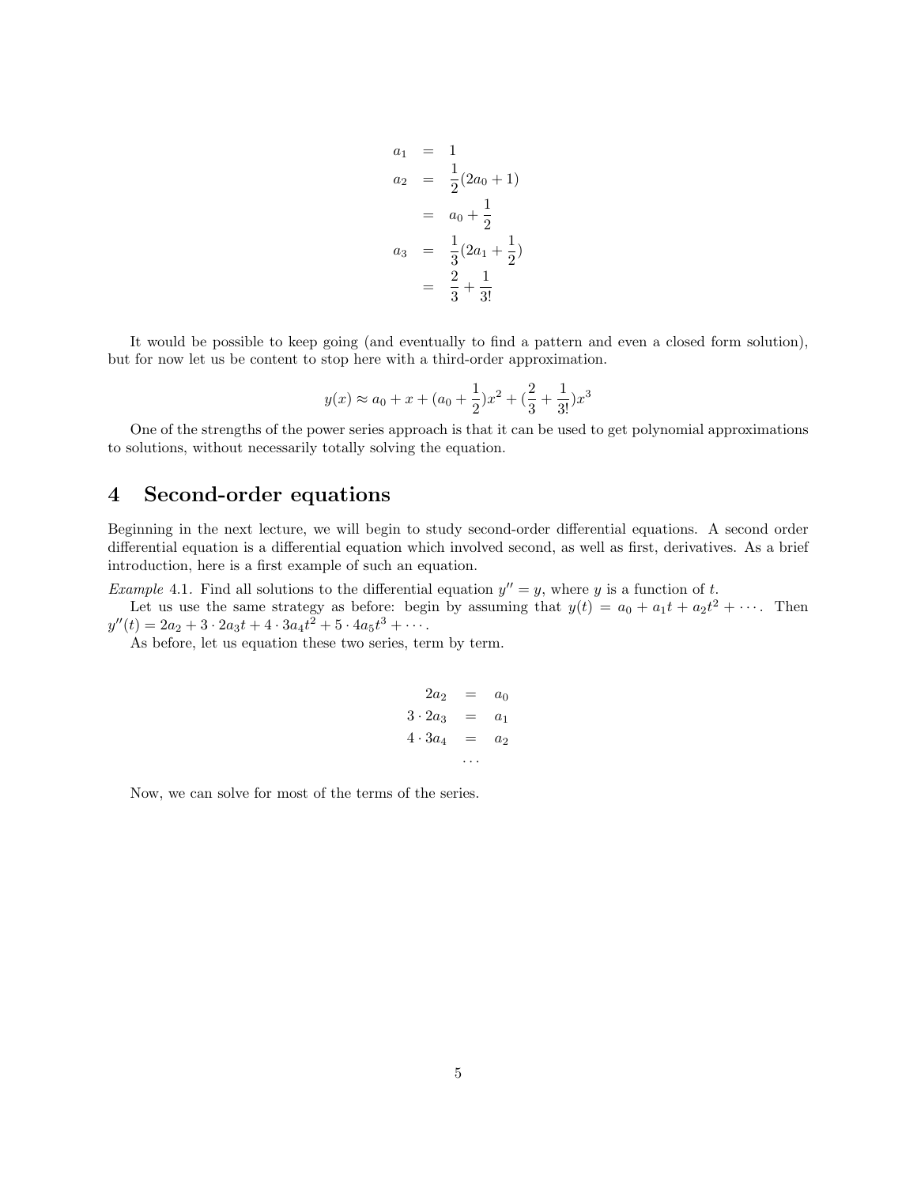$$
\begin{aligned}
a_1 &= 1 \\
a_2 &= \frac{1}{2}(2a_0 + 1) \\
&= a_0 + \frac{1}{2} \\
a_3 &= \frac{1}{3}(2a_1 + \frac{1}{2}) \\
&= \frac{2}{3} + \frac{1}{3!}
\end{aligned}
$$

It would be possible to keep going (and eventually to find a pattern and even a closed form solution), but for now let us be content to stop here with a third-order approximation.

$$
y(x) \approx a_0 + x + (a_0 + \frac{1}{2})x^2 + (\frac{2}{3} + \frac{1}{3!})x^3
$$

One of the strengths of the power series approach is that it can be used to get polynomial approximations to solutions, without necessarily totally solving the equation.

## 4 Second-order equations

Beginning in the next lecture, we will begin to study second-order differential equations. A second order differential equation is a differential equation which involved second, as well as first, derivatives. As a brief introduction, here is a first example of such an equation.

*Example* 4.1. Find all solutions to the differential equation $y'' = y$, where $y$ is a function of $t$.

Let us use the same strategy as before: begin by assuming that $y(t) = a_0 + a_1 t + a_2 t^2 + \cdots$. Then $y''(t) = 2a_2 + 3 \cdot 2a_3 t + 4 \cdot 3a_4 t^2 + 5 \cdot 4a_5 t^3 + \cdots$.

As before, let us equation these two series, term by term.

$$
\begin{aligned}
2a_2 &= a_0 \\
3 \cdot 2a_3 &= a_1 \\
4 \cdot 3a_4 &= a_2 \\
&\cdots
\end{aligned}
$$

Now, we can solve for most of the terms of the series.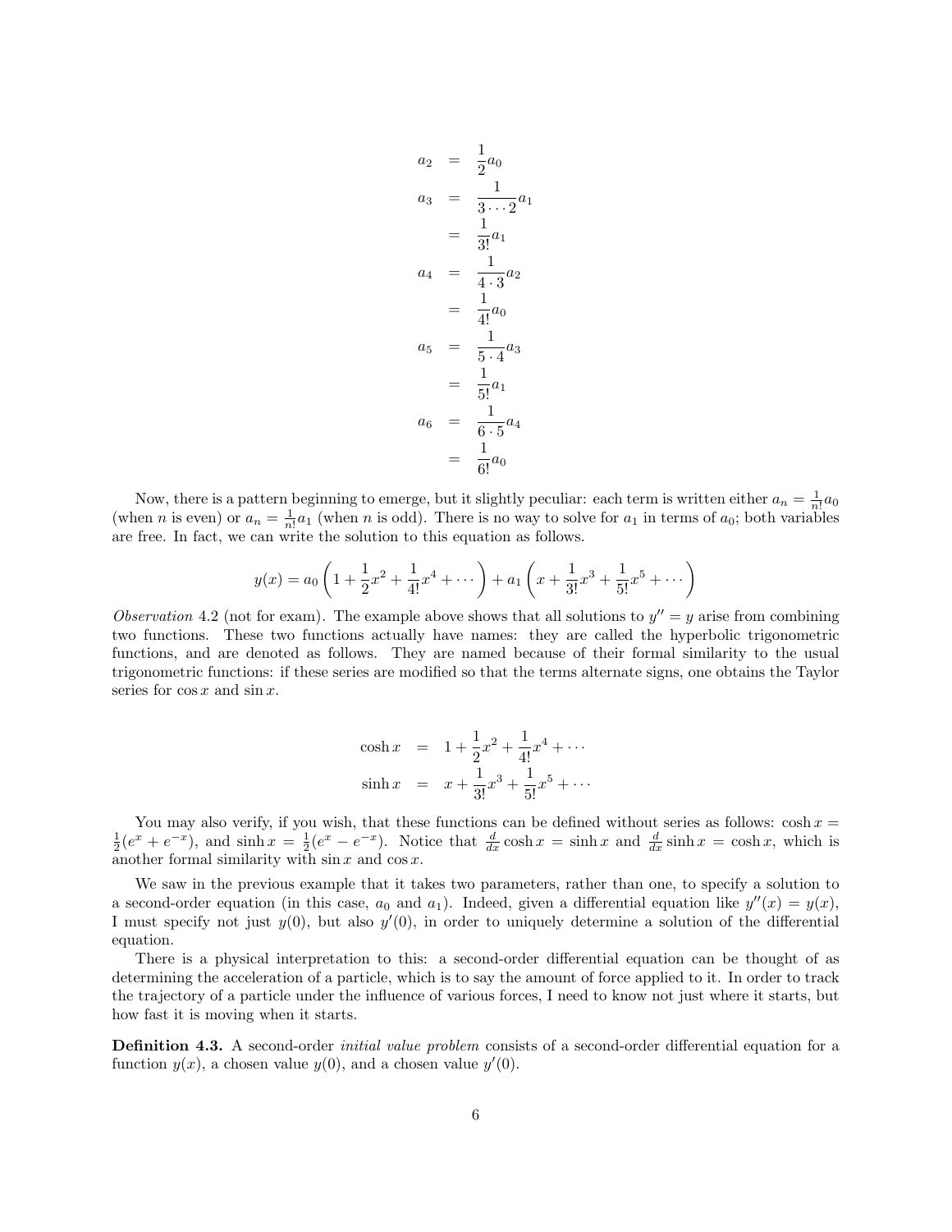$$
\begin{aligned}
a_2 &= \frac{1}{2}a_0 \\
a_3 &= \frac{1}{3 \cdots 2}a_1 \\
&= \frac{1}{3!}a_1 \\
a_4 &= \frac{1}{4 \cdot 3}a_2 \\
&= \frac{1}{4!}a_0 \\
a_5 &= \frac{1}{5 \cdot 4}a_3 \\
&= \frac{1}{5!}a_1 \\
a_6 &= \frac{1}{6 \cdot 5}a_4 \\
&= \frac{1}{6!}a_0
\end{aligned}
$$

Now, there is a pattern beginning to emerge, but it slightly peculiar: each term is written either $a_n = \frac{1}{n!}a_0$ (when $n$ is even) or $a_n = \frac{1}{n!}a_1$ (when $n$ is odd). There is no way to solve for $a_1$ in terms of $a_0$; both variables are free. In fact, we can write the solution to this equation as follows.

$$
y(x) = a_0\left(1 + \frac{1}{2}x^2 + \frac{1}{4!}x^4 + \cdots\right) + a_1\left(x + \frac{1}{3!}x^3 + \frac{1}{5!}x^5 + \cdots\right)
$$

*Observation* 4.2 (not for exam). The example above shows that all solutions to $y'' = y$ arise from combining two functions. These two functions actually have names: they are called the hyperbolic trigonometric functions, and are denoted as follows. They are named because of their formal similarity to the usual trigonometric functions: if these series are modified so that the terms alternate signs, one obtains the Taylor series for $\cos x$ and $\sin x$.

$$
\begin{aligned}
\cosh x &= 1 + \frac{1}{2}x^2 + \frac{1}{4!}x^4 + \cdots \\
\sinh x &= x + \frac{1}{3!}x^3 + \frac{1}{5!}x^5 + \cdots
\end{aligned}
$$

You may also verify, if you wish, that these functions can be defined without series as follows: $\cosh x = \frac{1}{2}(e^x + e^{-x})$, and $\sinh x = \frac{1}{2}(e^x - e^{-x})$. Notice that $\frac{d}{dx}\cosh x = \sinh x$ and $\frac{d}{dx}\sinh x = \cosh x$, which is another formal similarity with $\sin x$ and $\cos x$.

We saw in the previous example that it takes two parameters, rather than one, to specify a solution to a second-order equation (in this case, $a_0$ and $a_1$). Indeed, given a differential equation like $y''(x) = y(x)$, I must specify not just $y(0)$, but also $y'(0)$, in order to uniquely determine a solution of the differential equation.

There is a physical interpretation to this: a second-order differential equation can be thought of as determining the acceleration of a particle, which is to say the amount of force applied to it. In order to track the trajectory of a particle under the influence of various forces, I need to know not just where it starts, but how fast it is moving when it starts.

**Definition 4.3.** A second-order *initial value problem* consists of a second-order differential equation for a function $y(x)$, a chosen value $y(0)$, and a chosen value $y'(0)$.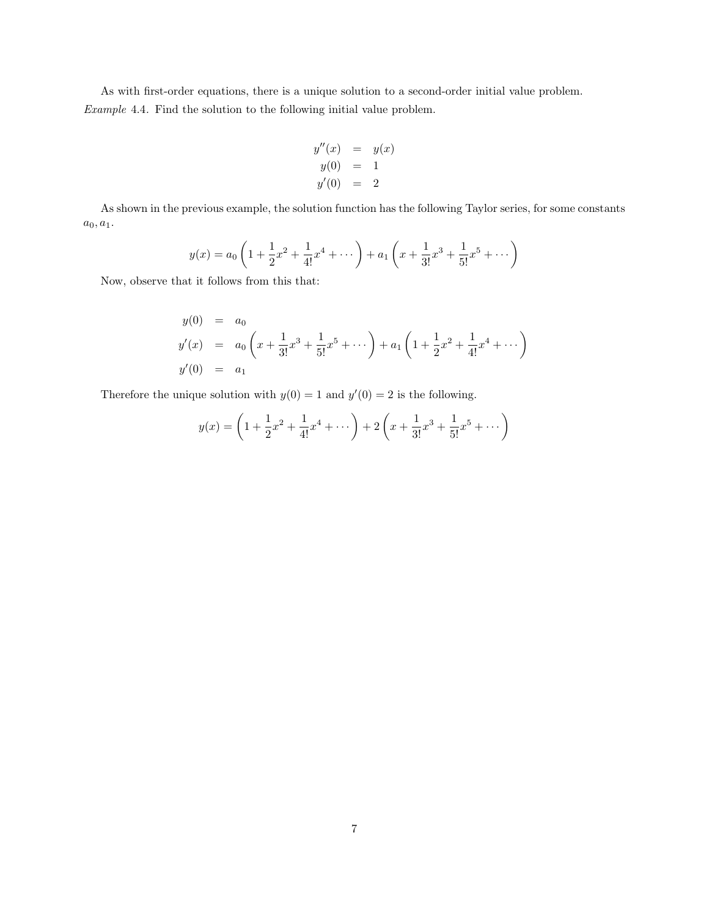As with first-order equations, there is a unique solution to a second-order initial value problem.

*Example* 4.4. Find the solution to the following initial value problem.

$$
\begin{aligned}
y''(x) &= y(x) \\
y(0) &= 1 \\
y'(0) &= 2
\end{aligned}
$$

As shown in the previous example, the solution function has the following Taylor series, for some constants $a_0, a_1$.

$$
y(x) = a_0 \left(1 + \frac{1}{2}x^2 + \frac{1}{4!}x^4 + \cdots \right) + a_1 \left(x + \frac{1}{3!}x^3 + \frac{1}{5!}x^5 + \cdots \right)
$$

Now, observe that it follows from this that:

$$
\begin{aligned}
y(0) &= a_0 \\
y'(x) &= a_0 \left(x + \frac{1}{3!}x^3 + \frac{1}{5!}x^5 + \cdots \right) + a_1 \left(1 + \frac{1}{2}x^2 + \frac{1}{4!}x^4 + \cdots \right) \\
y'(0) &= a_1
\end{aligned}
$$

Therefore the unique solution with $y(0) = 1$ and $y'(0) = 2$ is the following.

$$
y(x) = \left(1 + \frac{1}{2}x^2 + \frac{1}{4!}x^4 + \cdots \right) + 2 \left(x + \frac{1}{3!}x^3 + \frac{1}{5!}x^5 + \cdots \right)
$$